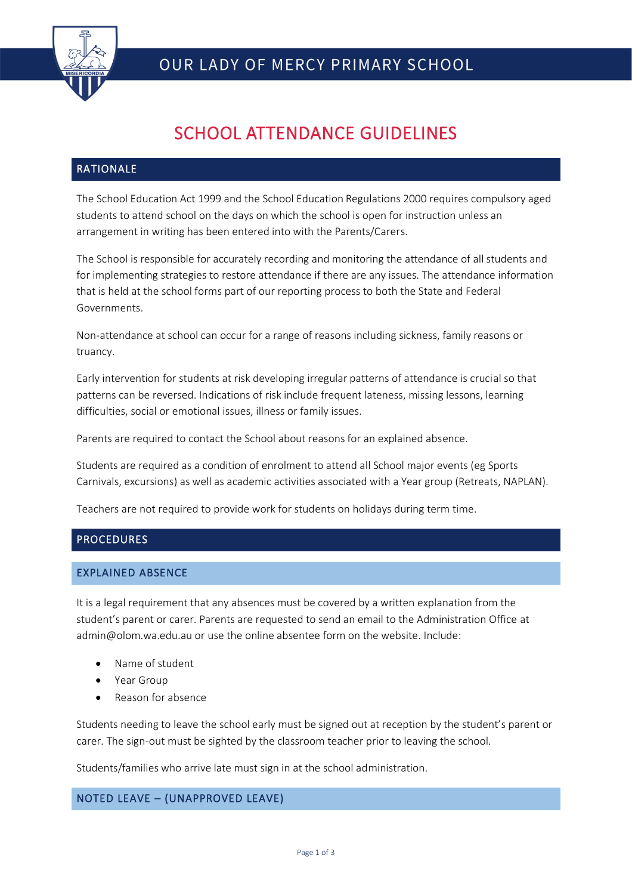# OUR LADY OF MERCY PRIMARY SCHOOL

# SCHOOL ATTENDANCE GUIDELINES

## RATIONALE

The School Education Act 1999 and the School Education Regulations 2000 requires compulsory aged students to attend school on the days on which the school is open for instruction unless an arrangement in writing has been entered into with the Parents/Carers.

The School is responsible for accurately recording and monitoring the attendance of all students and for implementing strategies to restore attendance if there are any issues. The attendance information that is held at the school forms part of our reporting process to both the State and Federal Governments.

Non-attendance at school can occur for a range of reasons including sickness, family reasons or truancy.

Early intervention for students at risk developing irregular patterns of attendance is crucial so that patterns can be reversed. Indications of risk include frequent lateness, missing lessons, learning difficulties, social or emotional issues, illness or family issues.

Parents are required to contact the School about reasons for an explained absence.

Students are required as a condition of enrolment to attend all School major events (eg Sports Carnivals, excursions) as well as academic activities associated with a Year group (Retreats, NAPLAN).

Teachers are not required to provide work for students on holidays during term time.

## PROCEDURES

### EXPLAINED ABSENCE

It is a legal requirement that any absences must be covered by a written explanation from the student's parent or carer. Parents are requested to send an email to the Administration Office at admin@olom.wa.edu.au or use the online absentee form on the website. Include:

- Name of student
- Year Group
- Reason for absence

Students needing to leave the school early must be signed out at reception by the student's parent or carer. The sign-out must be sighted by the classroom teacher prior to leaving the school.

Students/families who arrive late must sign in at the school administration.

### NOTED LEAVE – (UNAPPROVED LEAVE)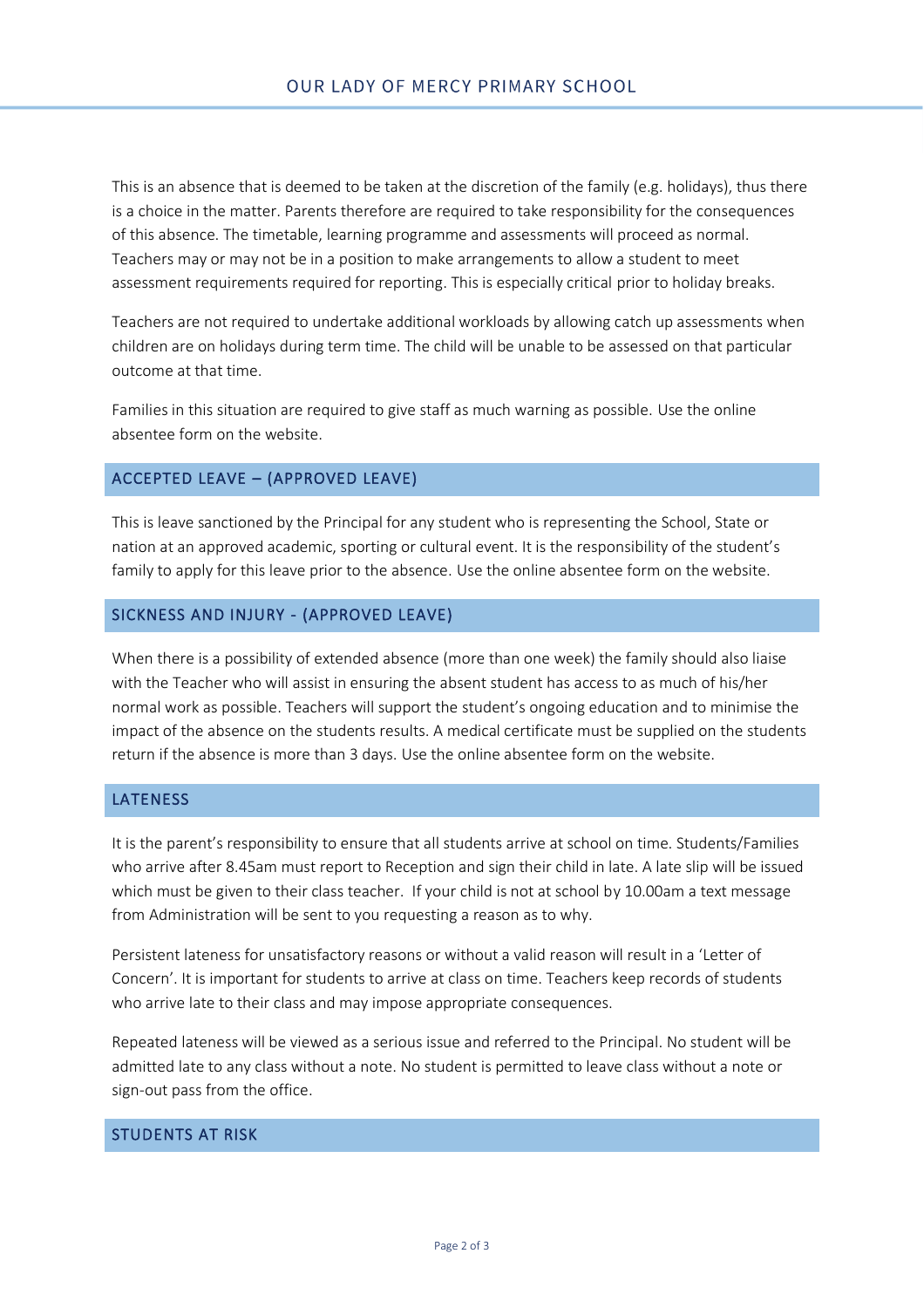This is an absence that is deemed to be taken at the discretion of the family (e.g. holidays), thus there is a choice in the matter. Parents therefore are required to take responsibility for the consequences of this absence. The timetable, learning programme and assessments will proceed as normal. Teachers may or may not be in a position to make arrangements to allow a student to meet assessment requirements required for reporting. This is especially critical prior to holiday breaks.

Teachers are not required to undertake additional workloads by allowing catch up assessments when children are on holidays during term time. The child will be unable to be assessed on that particular outcome at that time.

Families in this situation are required to give staff as much warning as possible. Use the online absentee form on the website.

## ACCEPTED LEAVE – (APPROVED LEAVE)

This is leave sanctioned by the Principal for any student who is representing the School, State or nation at an approved academic, sporting or cultural event. It is the responsibility of the student's family to apply for this leave prior to the absence. Use the online absentee form on the website.

## SICKNESS AND INJURY - (APPROVED LEAVE)

When there is a possibility of extended absence (more than one week) the family should also liaise with the Teacher who will assist in ensuring the absent student has access to as much of his/her normal work as possible. Teachers will support the student's ongoing education and to minimise the impact of the absence on the students results. A medical certificate must be supplied on the students return if the absence is more than 3 days. Use the online absentee form on the website.

## LATENESS

It is the parent's responsibility to ensure that all students arrive at school on time. Students/Families who arrive after 8.45am must report to Reception and sign their child in late. A late slip will be issued which must be given to their class teacher. If your child is not at school by 10.00am a text message from Administration will be sent to you requesting a reason as to why.

Persistent lateness for unsatisfactory reasons or without a valid reason will result in a 'Letter of Concern'. It is important for students to arrive at class on time. Teachers keep records of students who arrive late to their class and may impose appropriate consequences.

Repeated lateness will be viewed as a serious issue and referred to the Principal. No student will be admitted late to any class without a note. No student is permitted to leave class without a note or sign-out pass from the office.

## STUDENTS AT RISK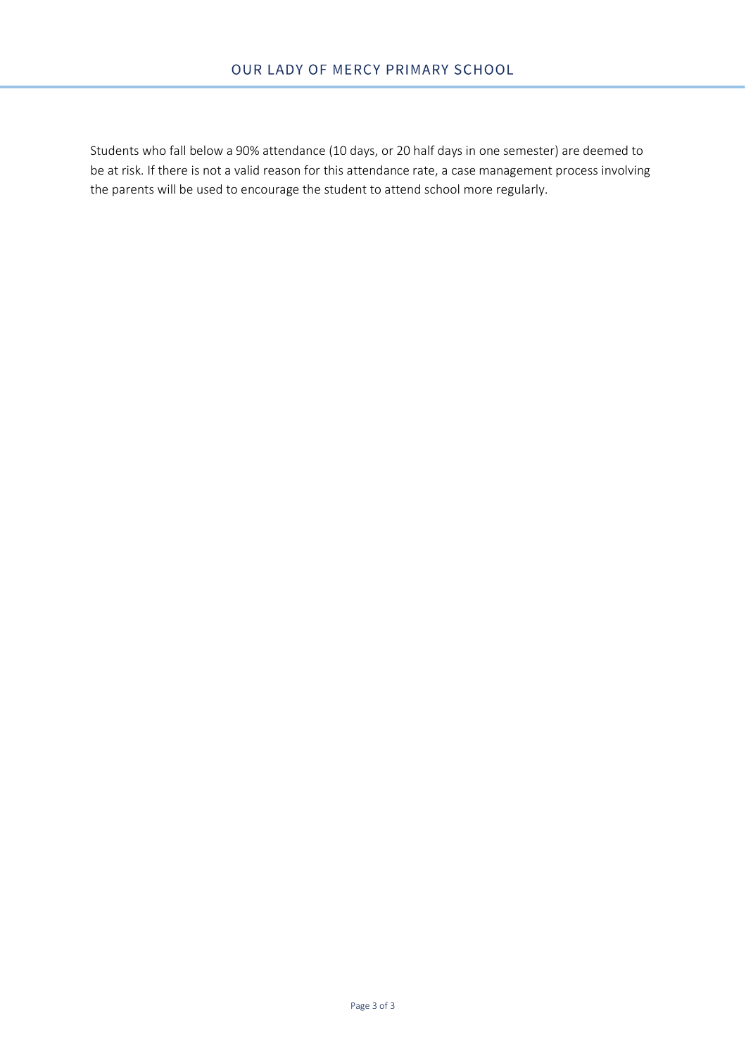Students who fall below a 90% attendance (10 days, or 20 half days in one semester) are deemed to be at risk. If there is not a valid reason for this attendance rate, a case management process involving the parents will be used to encourage the student to attend school more regularly.